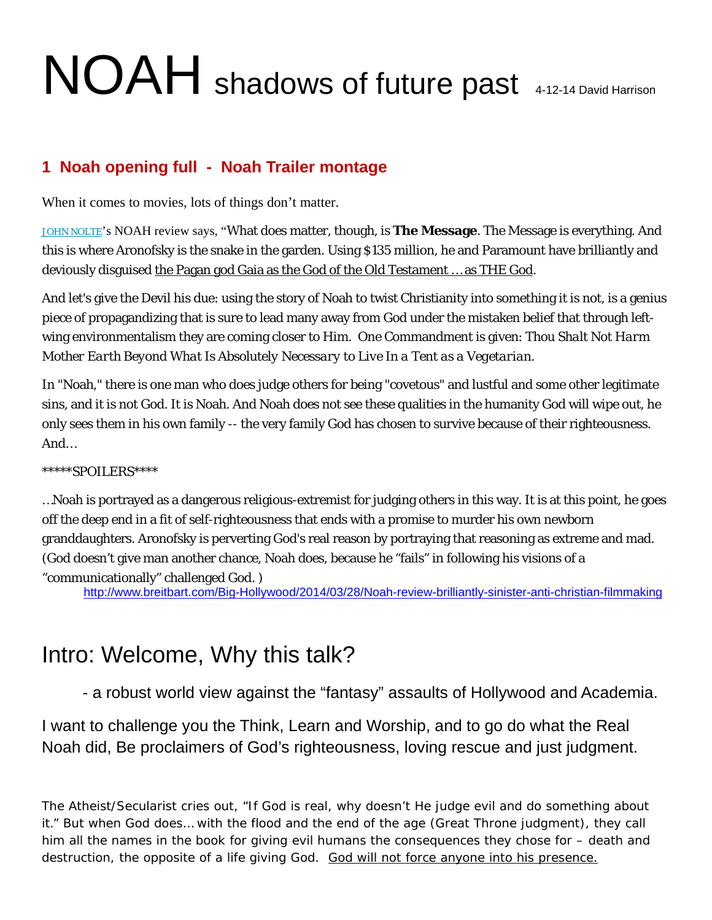# NOAH shadows of future past 4-12-14 David Harrison

## 1 Noah opening full - Noah Trailer montage

When it comes to movies, lots of things don't matter.

JOHN NOLTE's NOAH review says, "What does matter, though, is **The Message**. The Message is everything. And this is where Aronofsky is the snake in the garden. Using $135 million, he and Paramount have brilliantly and deviously disguised the Pagan god Gaia as the God of the Old Testament … as THE God.

And let's give the Devil his due: using the story of Noah to twist Christianity into something it is not, is a genius piece of propagandizing that is sure to lead many away from God under the mistaken belief that through left-wing environmentalism they are coming closer to Him. One Commandment is given: *Thou Shalt Not Harm Mother Earth Beyond What Is Absolutely Necessary to Live In a Tent as a Vegetarian*.

In "Noah," there is one man who does judge others for being "covetous" and lustful and some other legitimate sins, and it is not God. It is Noah. And Noah does not see these qualities in the humanity God will wipe out, he only sees them in his own family -- the very family God has chosen to survive because of their righteousness. And…

*****SPOILERS****

…Noah is portrayed as a dangerous religious-extremist for judging others in this way. It is at this point, he goes off the deep end in a fit of self-righteousness that ends with a promise to murder his own newborn granddaughters. Aronofsky is perverting God's real reason by portraying that reasoning as extreme and mad. (God doesn't give man another chance, Noah does, because he "fails" in following his visions of a "communicationally" challenged God. )

http://www.breitbart.com/Big-Hollywood/2014/03/28/Noah-review-brilliantly-sinister-anti-christian-filmmaking

## Intro: Welcome, Why this talk?

- a robust world view against the "fantasy" assaults of Hollywood and Academia.

I want to challenge you the Think, Learn and Worship, and to go do what the Real Noah did, Be proclaimers of God's righteousness, loving rescue and just judgment.

The Atheist/Secularist cries out, "If God is real, why doesn't He judge evil and do something about it." But when God does… with the flood and the end of the age (Great Throne judgment), they call him all the names in the book for giving evil humans the consequences they chose for – death and destruction, the opposite of a life giving God. God will not force anyone into his presence.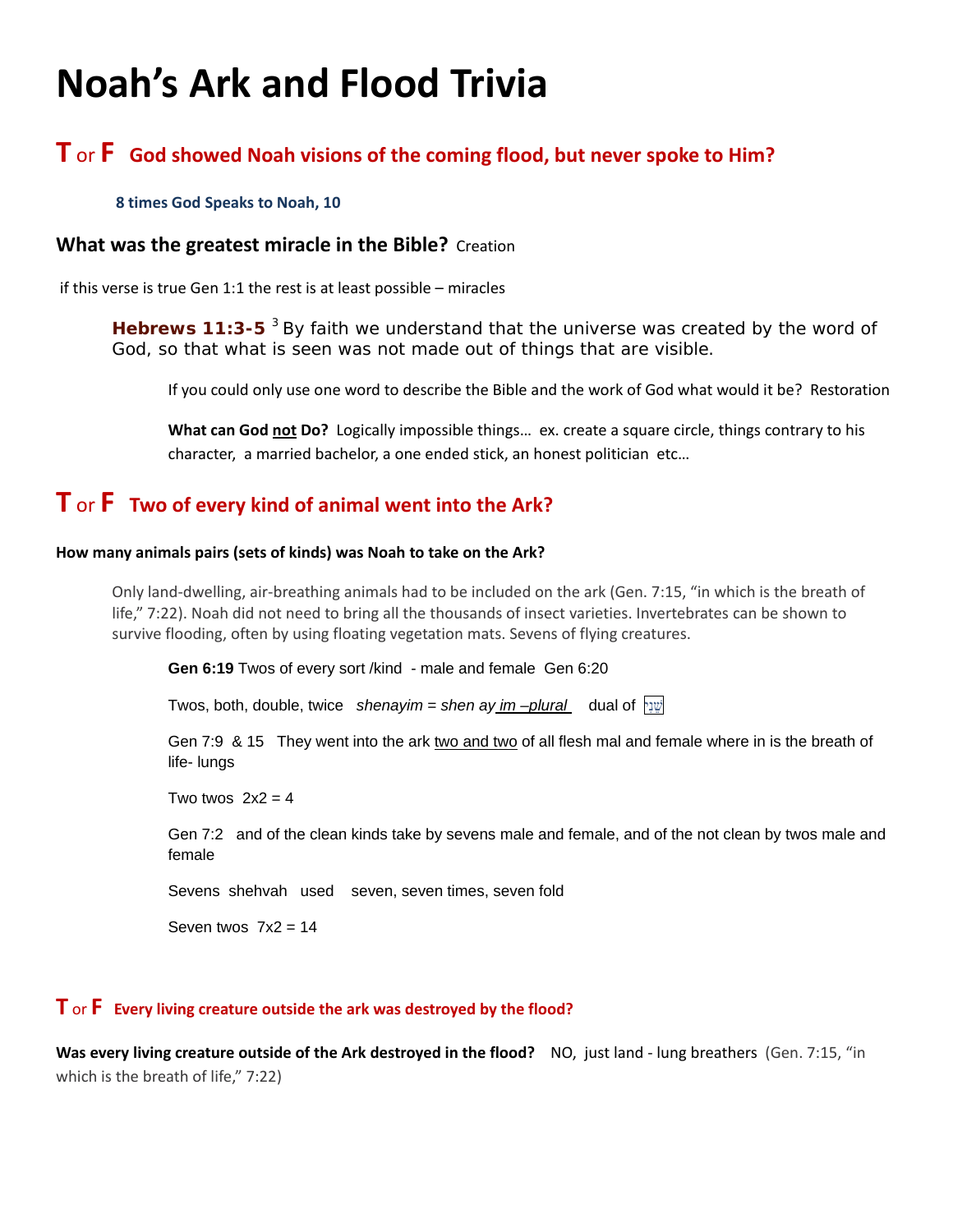# Noah's Ark and Flood Trivia

## T or F God showed Noah visions of the coming flood, but never spoke to Him?

**8 times God Speaks to Noah, 10**

### What was the greatest miracle in the Bible? Creation

if this verse is true Gen 1:1 the rest is at least possible – miracles

**Hebrews 11:3-5** [3] By faith we understand that the universe was created by the word of God, so that what is seen was not made out of things that are visible.

If you could only use one word to describe the Bible and the work of God what would it be? Restoration

**What can God <u>not</u> Do?** Logically impossible things… ex. create a square circle, things contrary to his character, a married bachelor, a one ended stick, an honest politician etc…

## T or F Two of every kind of animal went into the Ark?

**How many animals pairs (sets of kinds) was Noah to take on the Ark?**

Only land-dwelling, air-breathing animals had to be included on the ark (Gen. 7:15, "in which is the breath of life," 7:22). Noah did not need to bring all the thousands of insect varieties. Invertebrates can be shown to survive flooding, often by using floating vegetation mats. Sevens of flying creatures.

**Gen 6:19** Twos of every sort /kind - male and female Gen 6:20

Twos, both, double, twice *shenayim = shen ay <u>im –plural</u>* dual of שְׁנֵי

Gen 7:9 & 15 They went into the ark <u>two and two</u> of all flesh mal and female where in is the breath of life- lungs

Two twos 2x2 = 4

Gen 7:2 and of the clean kinds take by sevens male and female, and of the not clean by twos male and female

Sevens shehvah used seven, seven times, seven fold

Seven twos 7x2 = 14

### T or F Every living creature outside the ark was destroyed by the flood?

**Was every living creature outside of the Ark destroyed in the flood?** NO, just land - lung breathers (Gen. 7:15, "in which is the breath of life," 7:22)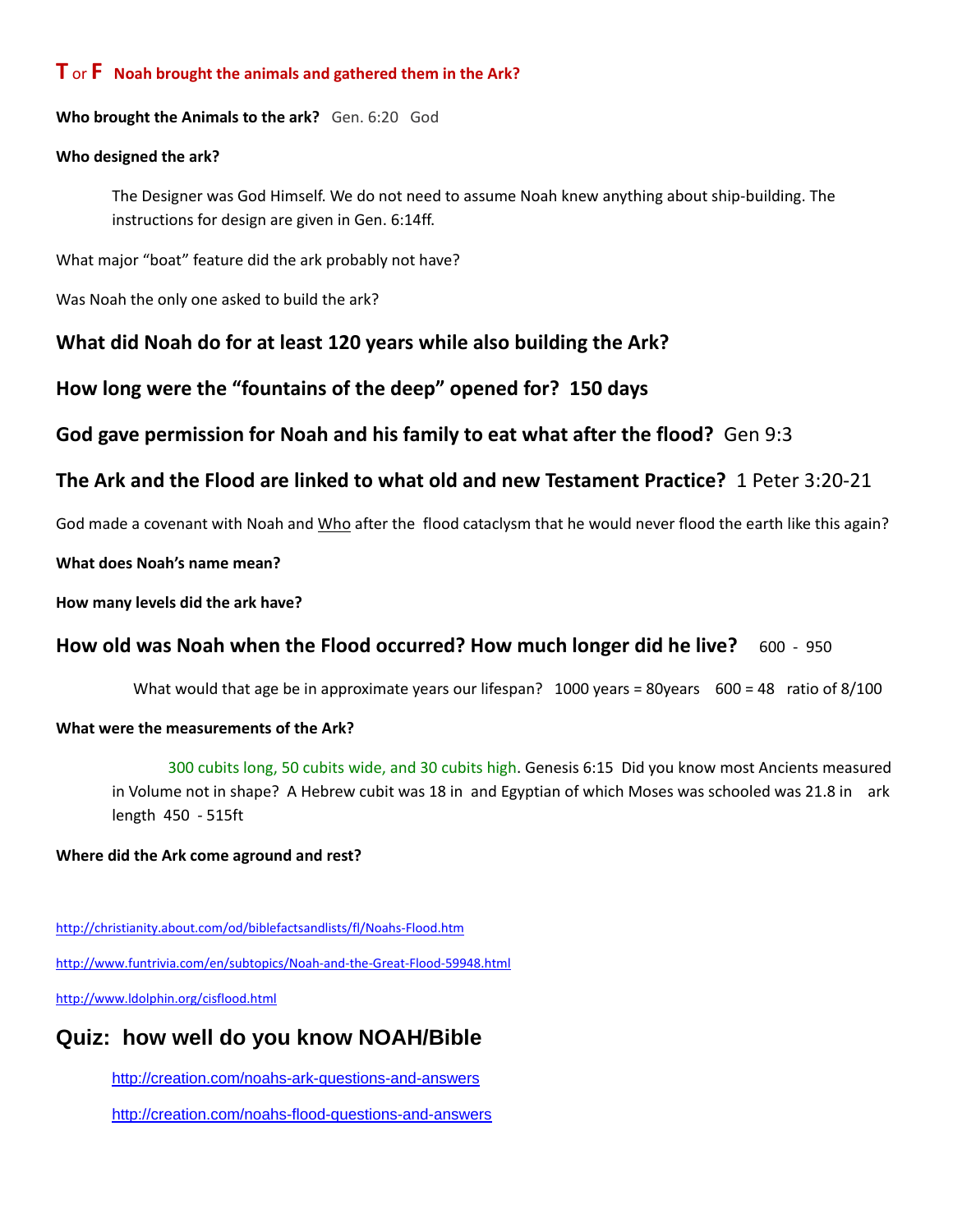**T** or **F** **Noah brought the animals and gathered them in the Ark?**

**Who brought the Animals to the ark?** Gen. 6:20 God

**Who designed the ark?**

> The Designer was God Himself. We do not need to assume Noah knew anything about ship-building. The instructions for design are given in Gen. 6:14ff.

What major "boat" feature did the ark probably not have?

Was Noah the only one asked to build the ark?

### What did Noah do for at least 120 years while also building the Ark?

### How long were the "fountains of the deep" opened for? 150 days

### God gave permission for Noah and his family to eat what after the flood? Gen 9:3

### The Ark and the Flood are linked to what old and new Testament Practice? 1 Peter 3:20-21

God made a covenant with Noah and Who after the flood cataclysm that he would never flood the earth like this again?

**What does Noah's name mean?**

**How many levels did the ark have?**

### How old was Noah when the Flood occurred? How much longer did he live? 600 - 950

> What would that age be in approximate years our lifespan? 1000 years = 80years 600 = 48 ratio of 8/100

**What were the measurements of the Ark?**

> 300 cubits long, 50 cubits wide, and 30 cubits high. Genesis 6:15 Did you know most Ancients measured in Volume not in shape? A Hebrew cubit was 18 in and Egyptian of which Moses was schooled was 21.8 in ark length 450 - 515ft

**Where did the Ark come aground and rest?**

http://christianity.about.com/od/biblefactsandlists/fl/Noahs-Flood.htm

http://www.funtrivia.com/en/subtopics/Noah-and-the-Great-Flood-59948.html

http://www.ldolphin.org/cisflood.html

## Quiz: how well do you know NOAH/Bible

> http://creation.com/noahs-ark-questions-and-answers
>
> http://creation.com/noahs-flood-questions-and-answers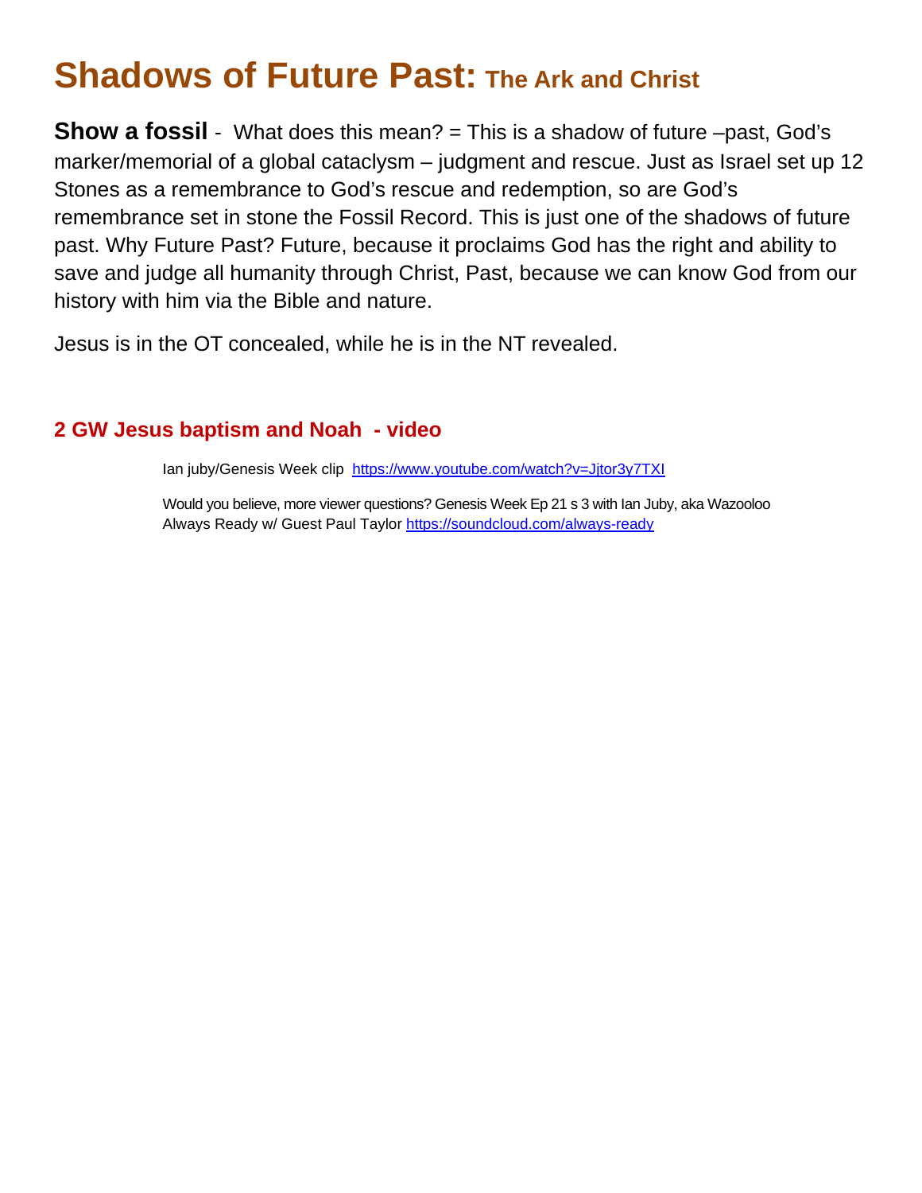# Shadows of Future Past: The Ark and Christ

**Show a fossil** - What does this mean? = This is a shadow of future –past, God's marker/memorial of a global cataclysm – judgment and rescue. Just as Israel set up 12 Stones as a remembrance to God's rescue and redemption, so are God's remembrance set in stone the Fossil Record. This is just one of the shadows of future past. Why Future Past? Future, because it proclaims God has the right and ability to save and judge all humanity through Christ, Past, because we can know God from our history with him via the Bible and nature.

Jesus is in the OT concealed, while he is in the NT revealed.

### 2 GW Jesus baptism and Noah - video

Ian juby/Genesis Week clip https://www.youtube.com/watch?v=Jjtor3y7TXI

Would you believe, more viewer questions? Genesis Week Ep 21 s 3 with Ian Juby, aka Wazooloo
Always Ready w/ Guest Paul Taylor https://soundcloud.com/always-ready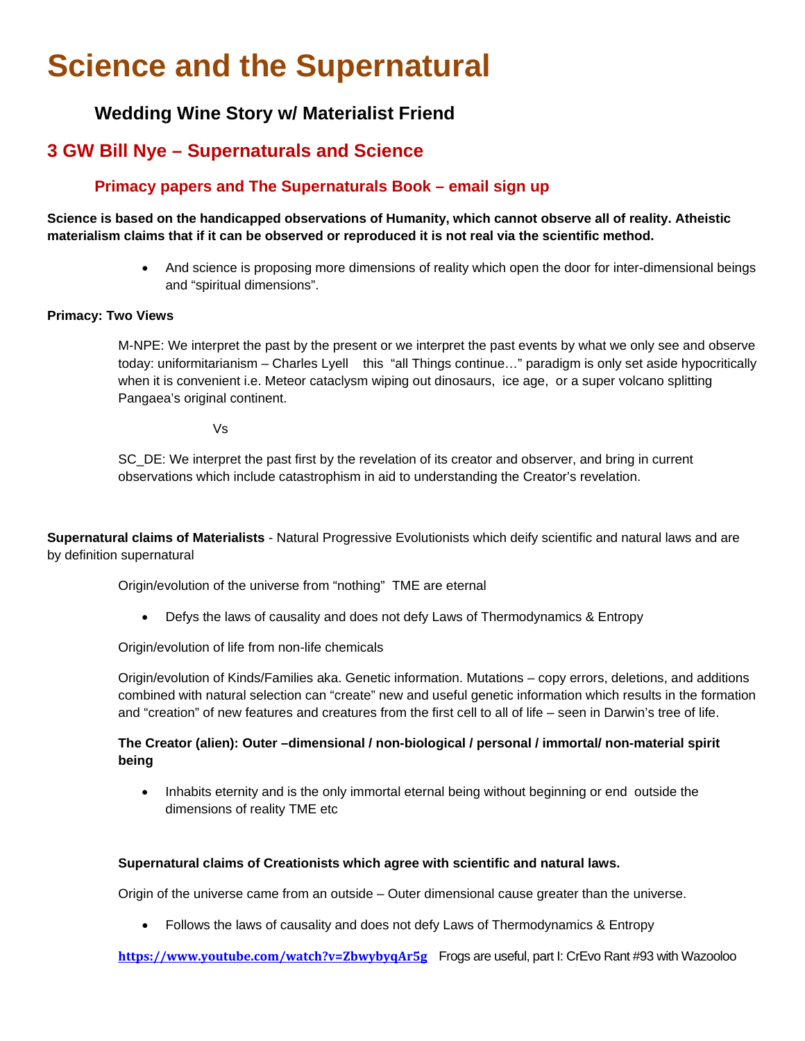# Science and the Supernatural

### Wedding Wine Story w/ Materialist Friend

## 3 GW Bill Nye – Supernaturals and Science

### Primacy papers and The Supernaturals Book – email sign up

**Science is based on the handicapped observations of Humanity, which cannot observe all of reality. Atheistic materialism claims that if it can be observed or reproduced it is not real via the scientific method.**

- And science is proposing more dimensions of reality which open the door for inter-dimensional beings and "spiritual dimensions".

**Primacy: Two Views**

M-NPE: We interpret the past by the present or we interpret the past events by what we only see and observe today: uniformitarianism – Charles Lyell this "all Things continue…" paradigm is only set aside hypocritically when it is convenient i.e. Meteor cataclysm wiping out dinosaurs, ice age, or a super volcano splitting Pangaea's original continent.

Vs

SC_DE: We interpret the past first by the revelation of its creator and observer, and bring in current observations which include catastrophism in aid to understanding the Creator's revelation.

**Supernatural claims of Materialists** - Natural Progressive Evolutionists which deify scientific and natural laws and are by definition supernatural

Origin/evolution of the universe from "nothing" TME are eternal

- Defys the laws of causality and does not defy Laws of Thermodynamics & Entropy

Origin/evolution of life from non-life chemicals

Origin/evolution of Kinds/Families aka. Genetic information. Mutations – copy errors, deletions, and additions combined with natural selection can "create" new and useful genetic information which results in the formation and "creation" of new features and creatures from the first cell to all of life – seen in Darwin's tree of life.

**The Creator (alien): Outer –dimensional / non-biological / personal / immortal/ non-material spirit being**

- Inhabits eternity and is the only immortal eternal being without beginning or end outside the dimensions of reality TME etc

**Supernatural claims of Creationists which agree with scientific and natural laws.**

Origin of the universe came from an outside – Outer dimensional cause greater than the universe.

- Follows the laws of causality and does not defy Laws of Thermodynamics & Entropy

**https://www.youtube.com/watch?v=ZbwybyqAr5g** Frogs are useful, part I: CrEvo Rant #93 with Wazooloo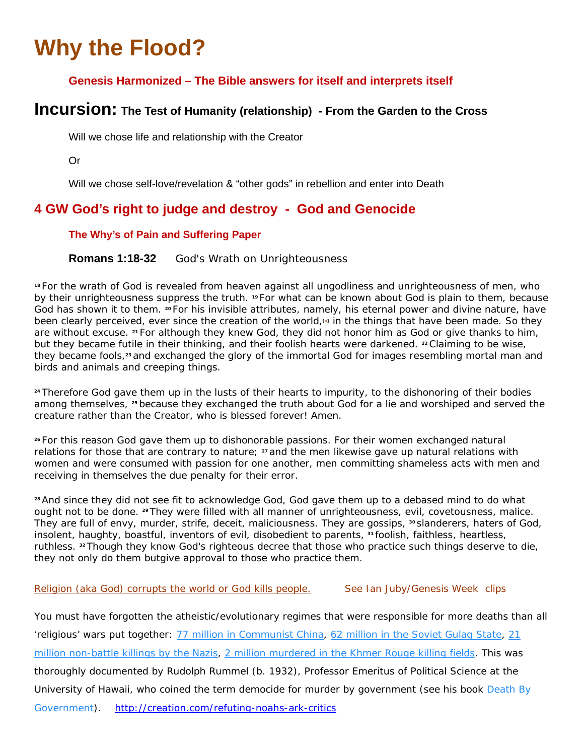# Why the Flood?

**Genesis Harmonized – The Bible answers for itself and interprets itself**

## Incursion: The Test of Humanity (relationship) - From the Garden to the Cross

Will we chose life and relationship with the Creator

Or

Will we chose self-love/revelation & "other gods" in rebellion and enter into Death

## 4 GW God's right to judge and destroy - God and Genocide

**The Why's of Pain and Suffering Paper**

**Romans 1:18-32** God's Wrath on Unrighteousness

[18] For the wrath of God is revealed from heaven against all ungodliness and unrighteousness of men, who by their unrighteousness suppress the truth. [19] For what can be known about God is plain to them, because God has shown it to them. [20] For his invisible attributes, namely, his eternal power and divine nature, have been clearly perceived, ever since the creation of the world,[a] in the things that have been made. So they are without excuse. [21] For although they knew God, they did not honor him as God or give thanks to him, but they became futile in their thinking, and their foolish hearts were darkened. [22] Claiming to be wise, they became fools,[23] and exchanged the glory of the immortal God for images resembling mortal man and birds and animals and creeping things.

[24] Therefore God gave them up in the lusts of their hearts to impurity, to the dishonoring of their bodies among themselves, [25] because they exchanged the truth about God for a lie and worshiped and served the creature rather than the Creator, who is blessed forever! Amen.

[26] For this reason God gave them up to dishonorable passions. For their women exchanged natural relations for those that are contrary to nature; [27] and the men likewise gave up natural relations with women and were consumed with passion for one another, men committing shameless acts with men and receiving in themselves the due penalty for their error.

[28] And since they did not see fit to acknowledge God, God gave them up to a debased mind to do what ought not to be done. [29] They were filled with all manner of unrighteousness, evil, covetousness, malice. They are full of envy, murder, strife, deceit, maliciousness. They are gossips, [30] slanderers, haters of God, insolent, haughty, boastful, inventors of evil, disobedient to parents, [31] foolish, faithless, heartless, ruthless. [32] Though they know God's righteous decree that those who practice such things deserve to die, they not only do them butgive approval to those who practice them.

Religion (aka God) corrupts the world or God kills people. See Ian Juby/Genesis Week clips

You must have forgotten the atheistic/evolutionary regimes that were responsible for more deaths than all 'religious' wars put together: 77 million in Communist China, 62 million in the Soviet Gulag State, 21 million non-battle killings by the Nazis, 2 million murdered in the Khmer Rouge killing fields. This was thoroughly documented by Rudolph Rummel (b. 1932), Professor Emeritus of Political Science at the University of Hawaii, who coined the term democide for murder by government (see his book Death By Government). http://creation.com/refuting-noahs-ark-critics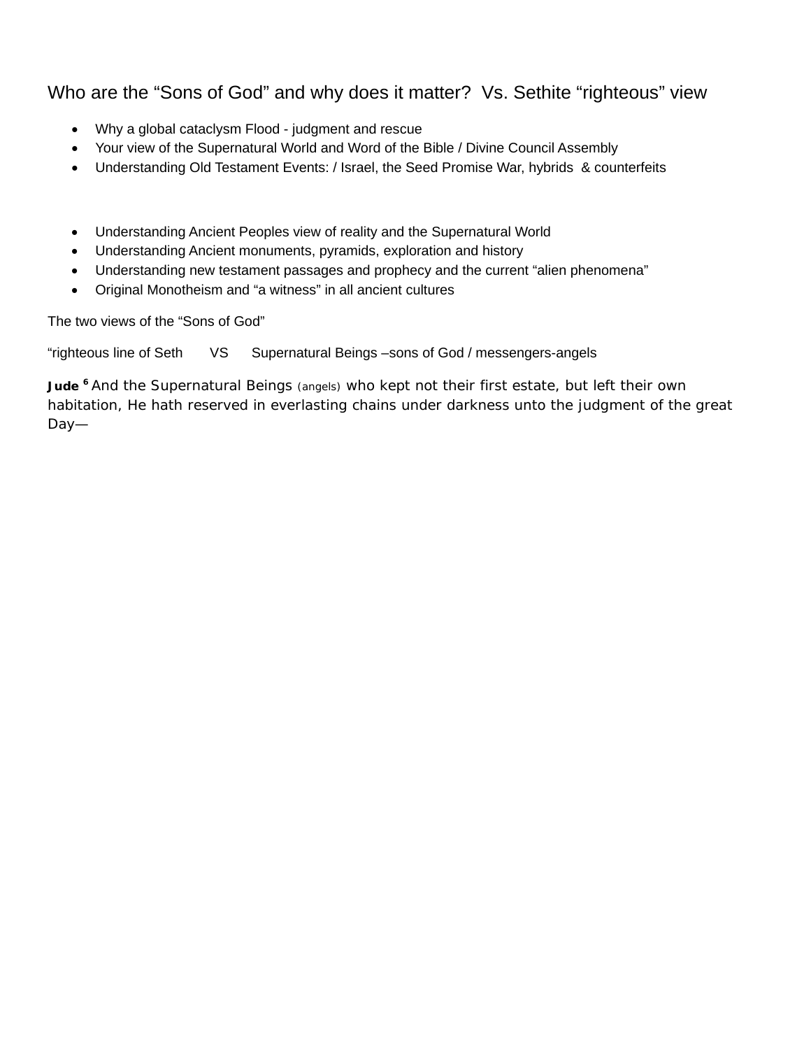## Who are the "Sons of God" and why does it matter? Vs. Sethite "righteous" view

- Why a global cataclysm Flood - judgment and rescue
- Your view of the Supernatural World and Word of the Bible / Divine Council Assembly
- Understanding Old Testament Events: / Israel, the Seed Promise War, hybrids & counterfeits

- Understanding Ancient Peoples view of reality and the Supernatural World
- Understanding Ancient monuments, pyramids, exploration and history
- Understanding new testament passages and prophecy and the current "alien phenomena"
- Original Monotheism and "a witness" in all ancient cultures

The two views of the "Sons of God"

"righteous line of Seth VS Supernatural Beings –sons of God / messengers-angels

**Jude 6** And the Supernatural Beings (angels) who kept not their first estate, but left their own habitation, He hath reserved in everlasting chains under darkness unto the judgment of the great Day—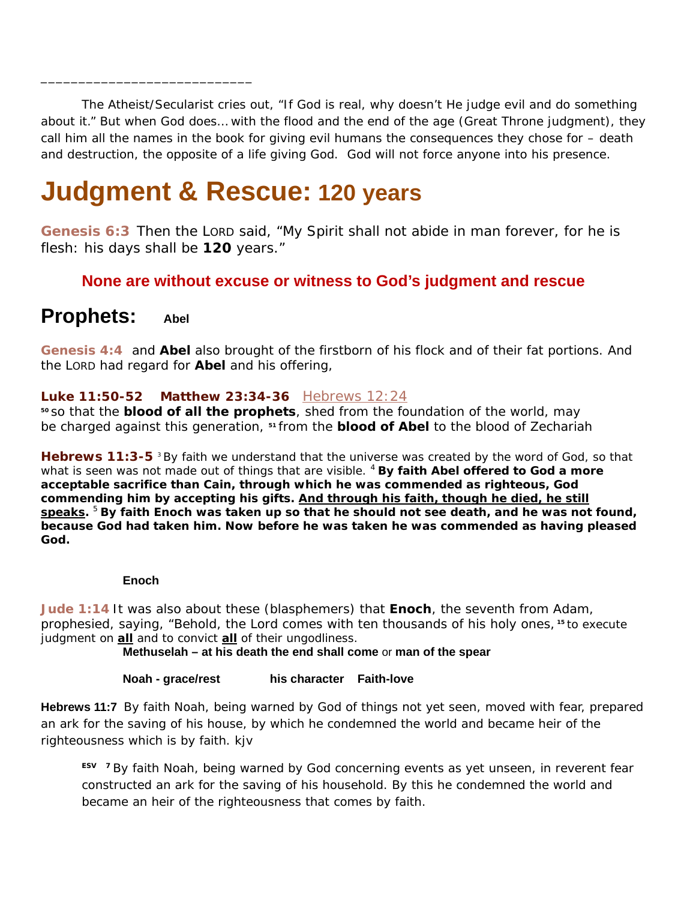_____________________________

The Atheist/Secularist cries out, "If God is real, why doesn't He judge evil and do something about it." But when God does… with the flood and the end of the age (Great Throne judgment), they call him all the names in the book for giving evil humans the consequences they chose for – death and destruction, the opposite of a life giving God. God will not force anyone into his presence.

# Judgment & Rescue: 120 years

**Genesis 6:3** Then the LORD said, "My Spirit shall not abide in man forever, for he is flesh: his days shall be **120** years."

**None are without excuse or witness to God's judgment and rescue**

## Prophets: Abel

**Genesis 4:4** and **Abel** also brought of the firstborn of his flock and of their fat portions. And the LORD had regard for **Abel** and his offering,

**Luke 11:50-52 Matthew 23:34-36** Hebrews 12:24
[50] so that the **blood of all the prophets**, shed from the foundation of the world, may be charged against this generation, [51] from the **blood of Abel** to the blood of Zechariah

**Hebrews 11:3-5** [3] By faith we understand that the universe was created by the word of God, so that what is seen was not made out of things that are visible. [4] **By faith Abel offered to God a more acceptable sacrifice than Cain, through which he was commended as righteous, God commending him by accepting his gifts. <u>And through his faith, though he died, he still speaks</u>.** [5] **By faith Enoch was taken up so that he should not see death, and he was not found, because God had taken him. Now before he was taken he was commended as having pleased God.**

**Enoch**

**Jude 1:14** It was also about these (blasphemers) that **Enoch**, the seventh from Adam, prophesied, saying, "Behold, the Lord comes with ten thousands of his holy ones, [15] to execute judgment on **<u>all</u>** and to convict **<u>all</u>** of their ungodliness.

**Methuselah – at his death the end shall come** or **man of the spear**

**Noah - grace/rest** **his character** **Faith-love**

**Hebrews 11:7** By faith Noah, being warned by God of things not yet seen, moved with fear, prepared an ark for the saving of his house, by which he condemned the world and became heir of the righteousness which is by faith. kjv

> **ESV** [7] By faith Noah, being warned by God concerning events as yet unseen, in reverent fear constructed an ark for the saving of his household. By this he condemned the world and became an heir of the righteousness that comes by faith.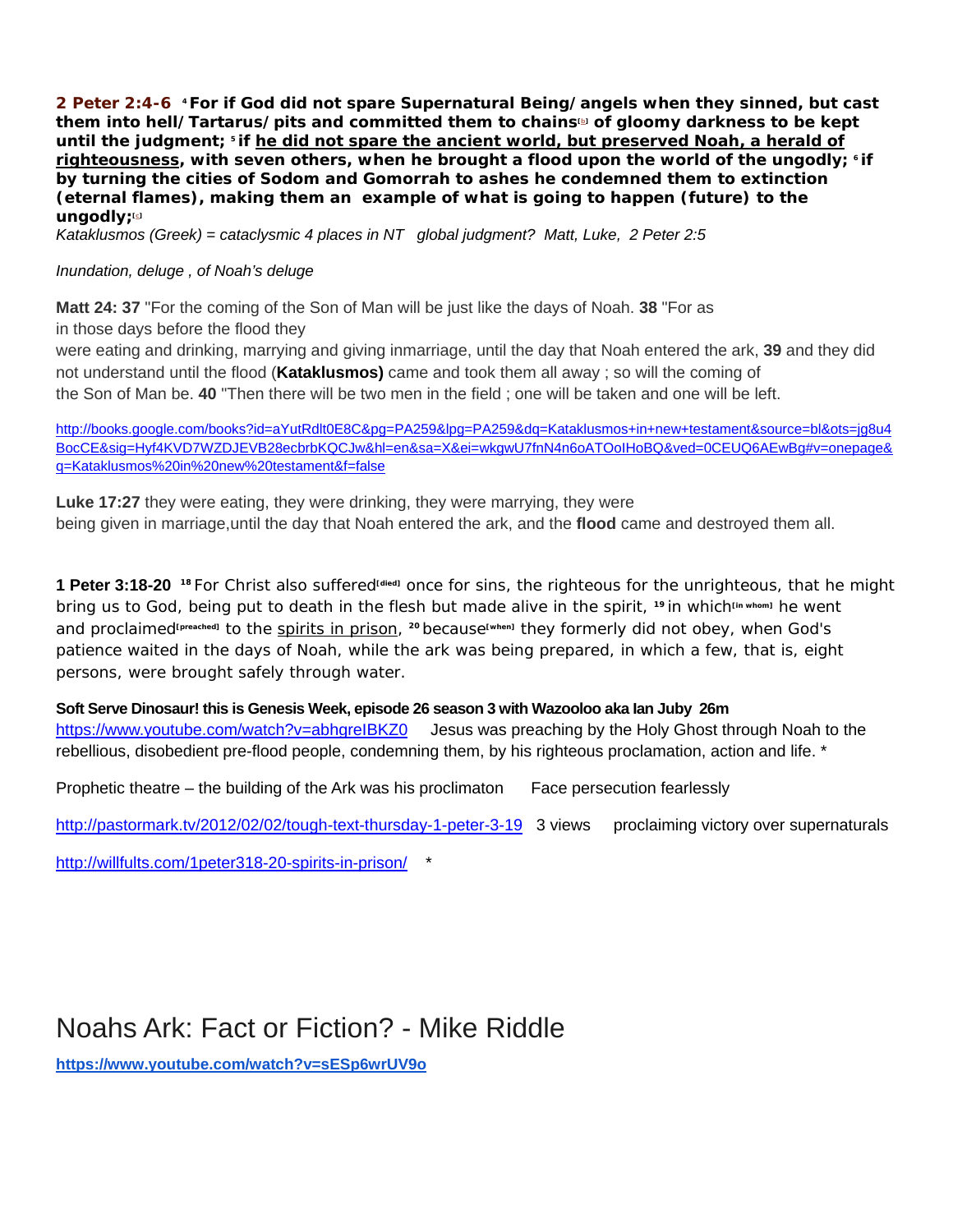**2 Peter 2:4-6** [4] **For if God did not spare Supernatural Being/ angels when they sinned, but cast them into hell/ Tartarus/ pits and committed them to chains**[b] **of gloomy darkness to be kept until the judgment;** [5] **if** **<u>he did not spare the ancient world, but preserved Noah, a herald of righteousness</u>, with seven others, when he brought a flood upon the world of the ungodly;** [6] **if by turning the cities of Sodom and Gomorrah to ashes he condemned them to extinction (eternal flames), making them an example of what is going to happen (future) to the ungodly;**[c]

*Kataklusmos (Greek) = cataclysmic 4 places in NT global judgment? Matt, Luke, 2 Peter 2:5*

*Inundation, deluge , of Noah's deluge*

**Matt 24: 37** "For the coming of the Son of Man will be just like the days of Noah. **38** "For as in those days before the flood they were eating and drinking, marrying and giving inmarriage, until the day that Noah entered the ark, **39** and they did not understand until the flood (**Kataklusmos)** came and took them all away ; so will the coming of the Son of Man be. **40** "Then there will be two men in the field ; one will be taken and one will be left.

http://books.google.com/books?id=aYutRdlt0E8C&pg=PA259&lpg=PA259&dq=Kataklusmos+in+new+testament&source=bl&ots=jg8u4BocCE&sig=Hyf4KVD7WZDJEVB28ecbrbKQCJw&hl=en&sa=X&ei=wkgwU7fnN4n6oATOoIHoBQ&ved=0CEUQ6AEwBg#v=onepage&q=Kataklusmos%20in%20new%20testament&f=false

**Luke 17:27** they were eating, they were drinking, they were marrying, they were being given in marriage,until the day that Noah entered the ark, and the **flood** came and destroyed them all.

**1 Peter 3:18-20** [18] For Christ also suffered[died] once for sins, the righteous for the unrighteous, that he might bring us to God, being put to death in the flesh but made alive in the spirit, [19] in which[in whom] he went and proclaimed[preached] to the <u>spirits in prison</u>, [20] because[when] they formerly did not obey, when God's patience waited in the days of Noah, while the ark was being prepared, in which a few, that is, eight persons, were brought safely through water.

**Soft Serve Dinosaur! this is Genesis Week, episode 26 season 3 with Wazooloo aka Ian Juby 26m**
https://www.youtube.com/watch?v=abhgreIBKZ0 Jesus was preaching by the Holy Ghost through Noah to the rebellious, disobedient pre-flood people, condemning them, by his righteous proclamation, action and life. *

Prophetic theatre – the building of the Ark was his proclimaton Face persecution fearlessly

http://pastormark.tv/2012/02/02/tough-text-thursday-1-peter-3-19 3 views proclaiming victory over supernaturals

http://willfults.com/1peter318-20-spirits-in-prison/ *

# Noahs Ark: Fact or Fiction? - Mike Riddle

**https://www.youtube.com/watch?v=sESp6wrUV9o**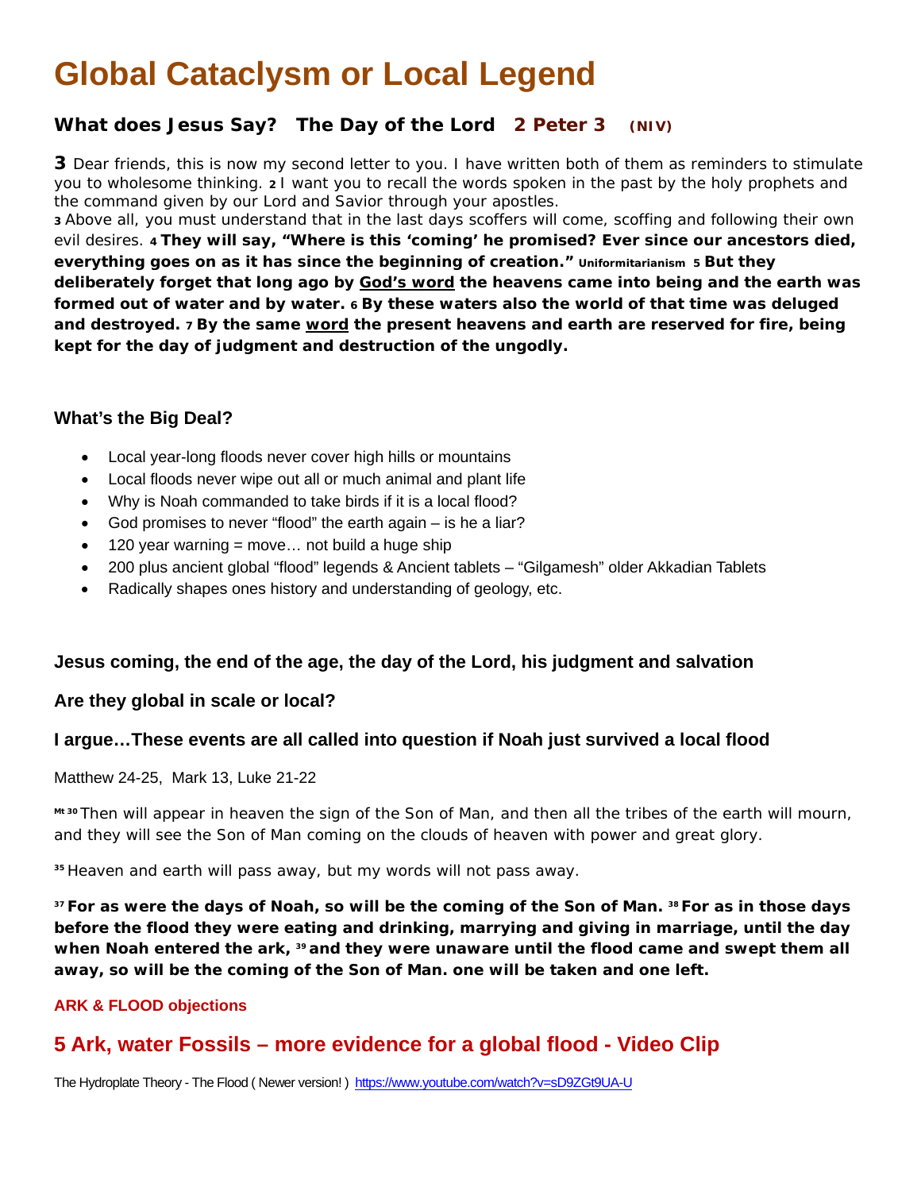# Global Cataclysm or Local Legend

### What does Jesus Say? The Day of the Lord 2 Peter 3 (NIV)

**3** Dear friends, this is now my second letter to you. I have written both of them as reminders to stimulate you to wholesome thinking. **2** I want you to recall the words spoken in the past by the holy prophets and the command given by our Lord and Savior through your apostles.
**3** Above all, you must understand that in the last days scoffers will come, scoffing and following their own evil desires. **4 They will say, "Where is this 'coming' he promised? Ever since our ancestors died, everything goes on as it has since the beginning of creation."** Uniformitarianism **5 But they deliberately forget that long ago by God's word the heavens came into being and the earth was formed out of water and by water. 6 By these waters also the world of that time was deluged and destroyed. 7 By the same word the present heavens and earth are reserved for fire, being kept for the day of judgment and destruction of the ungodly.**

### What's the Big Deal?

- Local year-long floods never cover high hills or mountains
- Local floods never wipe out all or much animal and plant life
- Why is Noah commanded to take birds if it is a local flood?
- God promises to never "flood" the earth again – is he a liar?
- 120 year warning = move… not build a huge ship
- 200 plus ancient global "flood" legends & Ancient tablets – "Gilgamesh" older Akkadian Tablets
- Radically shapes ones history and understanding of geology, etc.

### Jesus coming, the end of the age, the day of the Lord, his judgment and salvation

### Are they global in scale or local?

### I argue…These events are all called into question if Noah just survived a local flood

Matthew 24-25, Mark 13, Luke 21-22

Mt 30 Then will appear in heaven the sign of the Son of Man, and then all the tribes of the earth will mourn, and they will see the Son of Man coming on the clouds of heaven with power and great glory.

35 Heaven and earth will pass away, but my words will not pass away.

**37 For as were the days of Noah, so will be the coming of the Son of Man. 38 For as in those days before the flood they were eating and drinking, marrying and giving in marriage, until the day when Noah entered the ark, 39 and they were unaware until the flood came and swept them all away, so will be the coming of the Son of Man. one will be taken and one left.**

**ARK & FLOOD objections**

## 5 Ark, water Fossils – more evidence for a global flood - Video Clip

The Hydroplate Theory - The Flood ( Newer version! ) https://www.youtube.com/watch?v=sD9ZGt9UA-U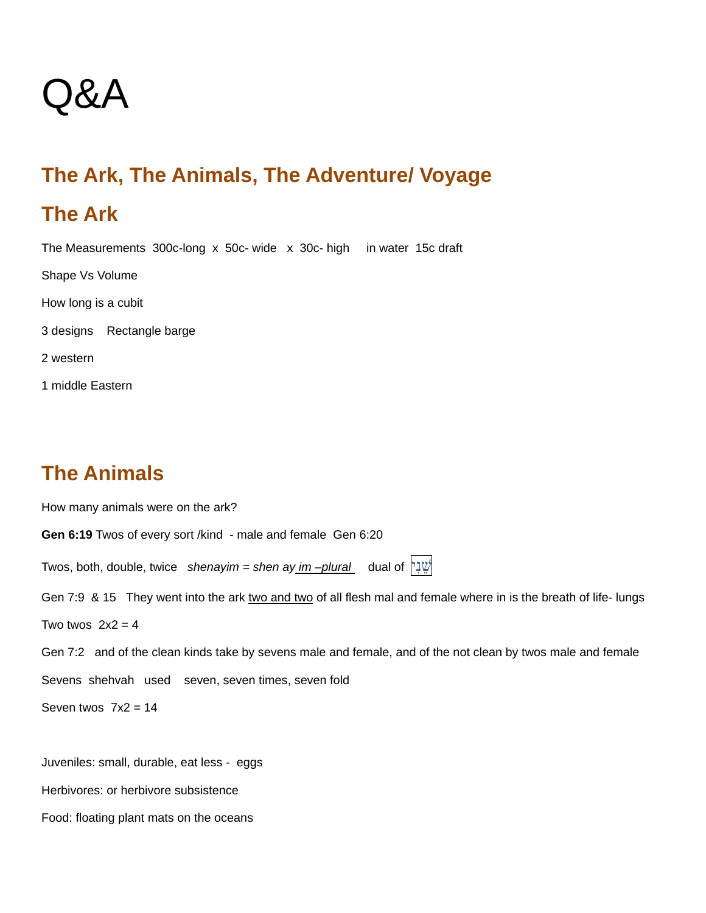# Q&A

## The Ark, The Animals, The Adventure/ Voyage

## The Ark

The Measurements 300c-long x 50c- wide x 30c- high in water 15c draft

Shape Vs Volume

How long is a cubit

3 designs Rectangle barge

2 western

1 middle Eastern

## The Animals

How many animals were on the ark?

**Gen 6:19** Twos of every sort /kind - male and female Gen 6:20

Twos, both, double, twice *shenayim = shen ay im –plural* dual of שְׁנֵי

Gen 7:9 & 15 They went into the ark two and two of all flesh mal and female where in is the breath of life- lungs

Two twos 2x2 = 4

Gen 7:2 and of the clean kinds take by sevens male and female, and of the not clean by twos male and female

Sevens shehvah used seven, seven times, seven fold

Seven twos 7x2 = 14

Juveniles: small, durable, eat less - eggs

Herbivores: or herbivore subsistence

Food: floating plant mats on the oceans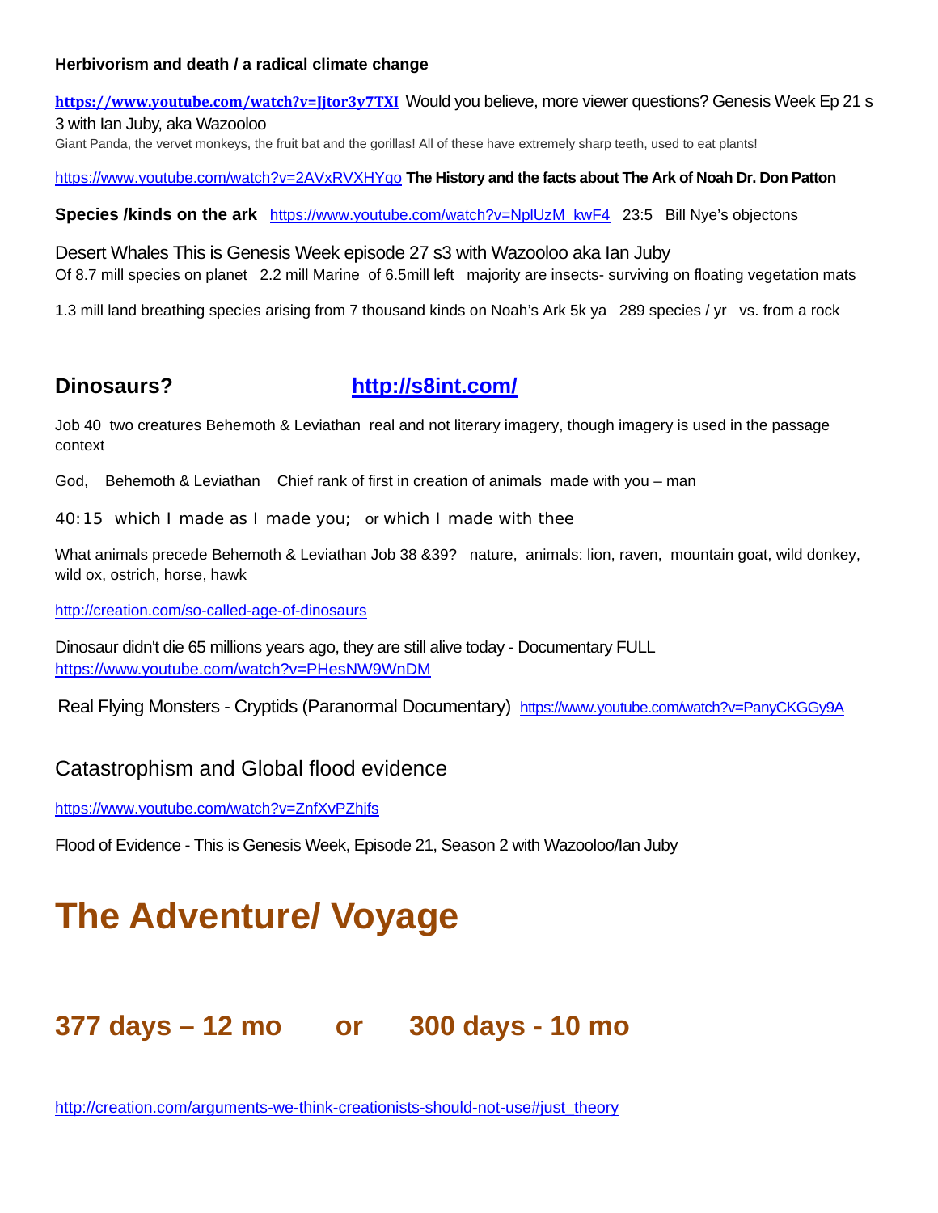**Herbivorism and death / a radical climate change**

**https://www.youtube.com/watch?v=Jjtor3y7TXI** Would you believe, more viewer questions? Genesis Week Ep 21 s 3 with Ian Juby, aka Wazooloo

Giant Panda, the vervet monkeys, the fruit bat and the gorillas! All of these have extremely sharp teeth, used to eat plants!

https://www.youtube.com/watch?v=2AVxRVXHYqo **The History and the facts about The Ark of Noah Dr. Don Patton**

**Species /kinds on the ark** https://www.youtube.com/watch?v=NplUzM_kwF4 23:5 Bill Nye's objectons

Desert Whales This is Genesis Week episode 27 s3 with Wazooloo aka Ian Juby

Of 8.7 mill species on planet 2.2 mill Marine of 6.5mill left majority are insects- surviving on floating vegetation mats

1.3 mill land breathing species arising from 7 thousand kinds on Noah's Ark 5k ya 289 species / yr vs. from a rock

## Dinosaurs? http://s8int.com/

Job 40 two creatures Behemoth & Leviathan real and not literary imagery, though imagery is used in the passage context

God, Behemoth & Leviathan Chief rank of first in creation of animals made with you – man

40:15 which I made as I made you; or which I made with thee

What animals precede Behemoth & Leviathan Job 38 &39? nature, animals: lion, raven, mountain goat, wild donkey, wild ox, ostrich, horse, hawk

http://creation.com/so-called-age-of-dinosaurs

Dinosaur didn't die 65 millions years ago, they are still alive today - Documentary FULL
https://www.youtube.com/watch?v=PHesNW9WnDM

Real Flying Monsters - Cryptids (Paranormal Documentary) https://www.youtube.com/watch?v=PanyCKGGy9A

## Catastrophism and Global flood evidence

https://www.youtube.com/watch?v=ZnfXvPZhjfs

Flood of Evidence - This is Genesis Week, Episode 21, Season 2 with Wazooloo/Ian Juby

# The Adventure/ Voyage

## 377 days – 12 mo or 300 days - 10 mo

http://creation.com/arguments-we-think-creationists-should-not-use#just_theory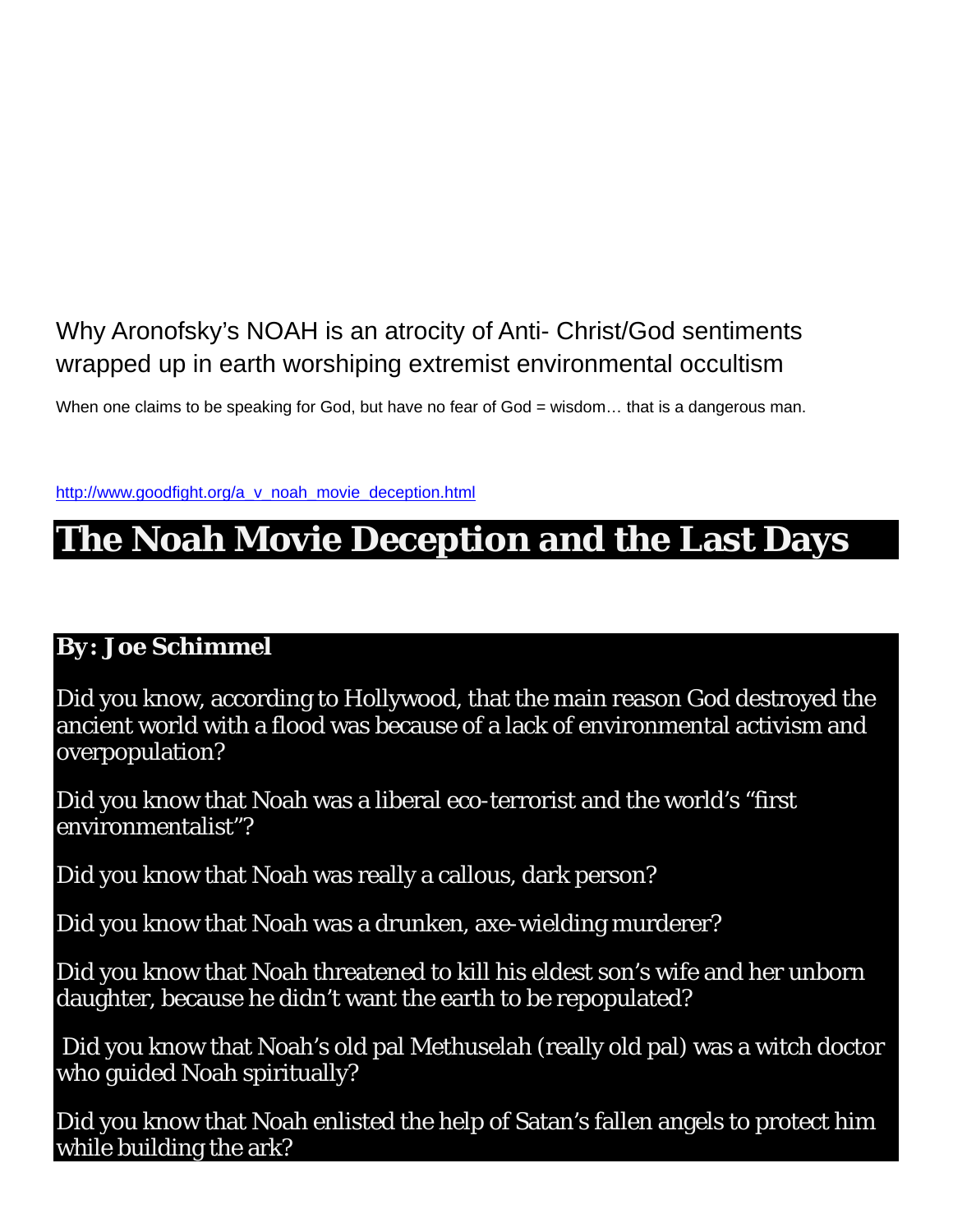Why Aronofsky's NOAH is an atrocity of Anti- Christ/God sentiments wrapped up in earth worshiping extremist environmental occultism

When one claims to be speaking for God, but have no fear of God = wisdom… that is a dangerous man.

http://www.goodfight.org/a_v_noah_movie_deception.html

# The Noah Movie Deception and the Last Days

**By: Joe Schimmel**

Did you know, according to Hollywood, that the main reason God destroyed the ancient world with a flood was because of a lack of environmental activism and overpopulation?

Did you know that Noah was a liberal eco-terrorist and the world's "first environmentalist"?

Did you know that Noah was really a callous, dark person?

Did you know that Noah was a drunken, axe-wielding murderer?

Did you know that Noah threatened to kill his eldest son's wife and her unborn daughter, because he didn't want the earth to be repopulated?

Did you know that Noah's old pal Methuselah (really old pal) was a witch doctor who guided Noah spiritually?

Did you know that Noah enlisted the help of Satan's fallen angels to protect him while building the ark?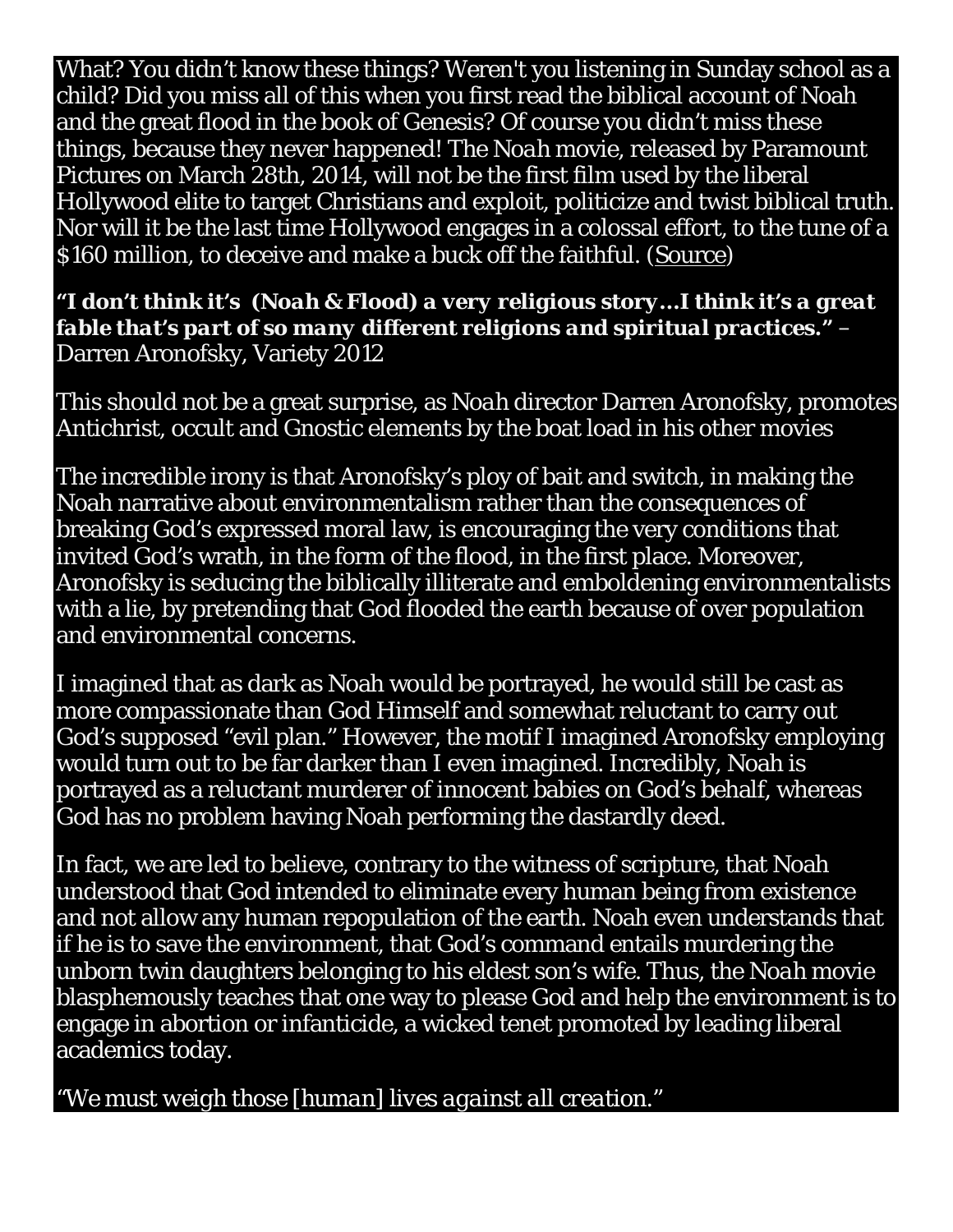What? You didn't know these things? Weren't you listening in Sunday school as a child? Did you miss all of this when you first read the biblical account of Noah and the great flood in the book of Genesis? Of course you didn't miss these things, because they never happened! The *Noah* movie, released by Paramount Pictures on March 28th, 2014, will not be the first film used by the liberal Hollywood elite to target Christians and exploit, politicize and twist biblical truth. Nor will it be the last time Hollywood engages in a colossal effort, to the tune of a $160 million, to deceive and make a buck off the faithful. (Source)

***"I don't think it's (Noah & Flood) a very religious story…I think it's a great fable that's part of so many different religions and spiritual practices."*** – Darren Aronofsky, Variety 2012

This should not be a great surprise, as *Noah* director Darren Aronofsky, promotes Antichrist, occult and Gnostic elements by the boat load in his other movies

The incredible irony is that Aronofsky's ploy of bait and switch, in making the Noah narrative about environmentalism rather than the consequences of breaking God's expressed moral law, is encouraging the very conditions that invited God's wrath, in the form of the flood, in the first place. Moreover, Aronofsky is seducing the biblically illiterate and emboldening environmentalists with a lie, by pretending that God flooded the earth because of over population and environmental concerns.

I imagined that as dark as Noah would be portrayed, he would still be cast as more compassionate than God Himself and somewhat reluctant to carry out God's supposed "evil plan." However, the motif I imagined Aronofsky employing would turn out to be far darker than I even imagined. Incredibly, Noah is portrayed as a reluctant murderer of innocent babies on God's behalf, whereas God has no problem having Noah performing the dastardly deed.

In fact, we are led to believe, contrary to the witness of scripture, that Noah understood that God intended to eliminate every human being from existence and not allow any human repopulation of the earth. Noah even understands that if he is to save the environment, that God's command entails murdering the unborn twin daughters belonging to his eldest son's wife. Thus, the *Noah* movie blasphemously teaches that one way to please God and help the environment is to engage in abortion or infanticide, a wicked tenet promoted by leading liberal academics today.

*"We must weigh those [human] lives against all creation."*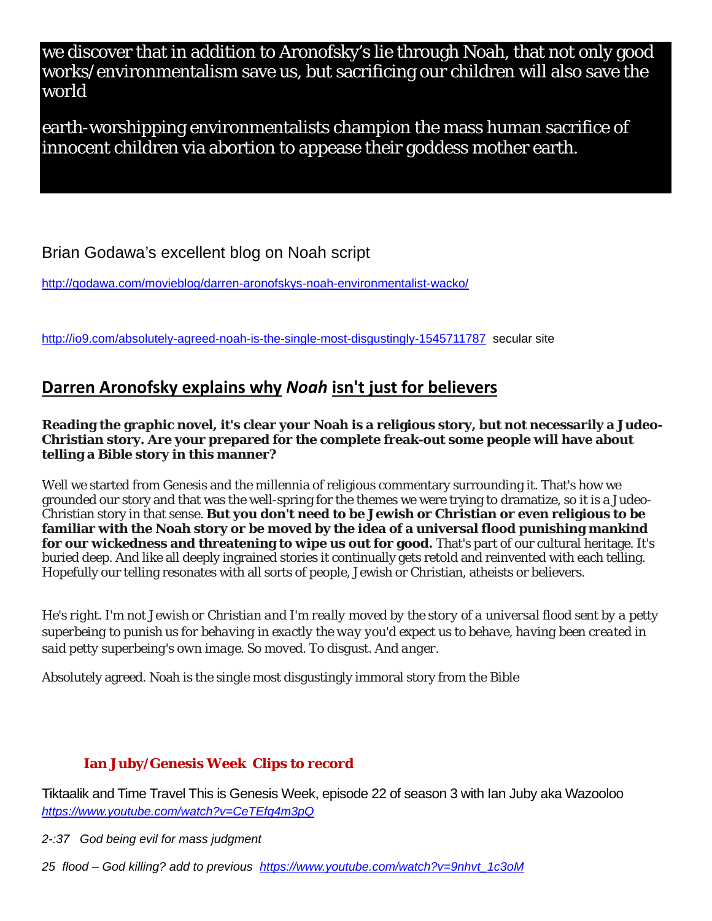we discover that in addition to Aronofsky's lie through Noah, that not only good works/environmentalism save us, but sacrificing our children will also save the world

earth-worshipping environmentalists champion the mass human sacrifice of innocent children via abortion to appease their goddess mother earth.

Brian Godawa's excellent blog on Noah script

http://godawa.com/movieblog/darren-aronofskys-noah-environmentalist-wacko/

http://io9.com/absolutely-agreed-noah-is-the-single-most-disgustingly-1545711787 secular site

## Darren Aronofsky explains why *Noah* isn't just for believers

**Reading the graphic novel, it's clear your Noah is a religious story, but not necessarily a Judeo-Christian story. Are your prepared for the complete freak-out some people will have about telling a Bible story in this manner?**

Well we started from Genesis and the millennia of religious commentary surrounding it. That's how we grounded our story and that was the well-spring for the themes we were trying to dramatize, so it is a Judeo-Christian story in that sense. **But you don't need to be Jewish or Christian or even religious to be familiar with the Noah story or be moved by the idea of a universal flood punishing mankind for our wickedness and threatening to wipe us out for good.** That's part of our cultural heritage. It's buried deep. And like all deeply ingrained stories it continually gets retold and reinvented with each telling. Hopefully our telling resonates with all sorts of people, Jewish or Christian, atheists or believers.

*He's right. I'm not Jewish or Christian and I'm really moved by the story of a universal flood sent by a petty superbeing to punish us for behaving in exactly the way you'd expect us to behave, having been created in said petty superbeing's own image. So moved. To disgust. And anger.*

Absolutely agreed. Noah is the single most disgustingly immoral story from the Bible

**Ian Juby/Genesis Week Clips to record**

Tiktaalik and Time Travel This is Genesis Week, episode 22 of season 3 with Ian Juby aka Wazooloo
*https://www.youtube.com/watch?v=CeTEfg4m3pQ*

*2-:37 God being evil for mass judgment*

*25 flood – God killing? add to previous https://www.youtube.com/watch?v=9nhvt_1c3oM*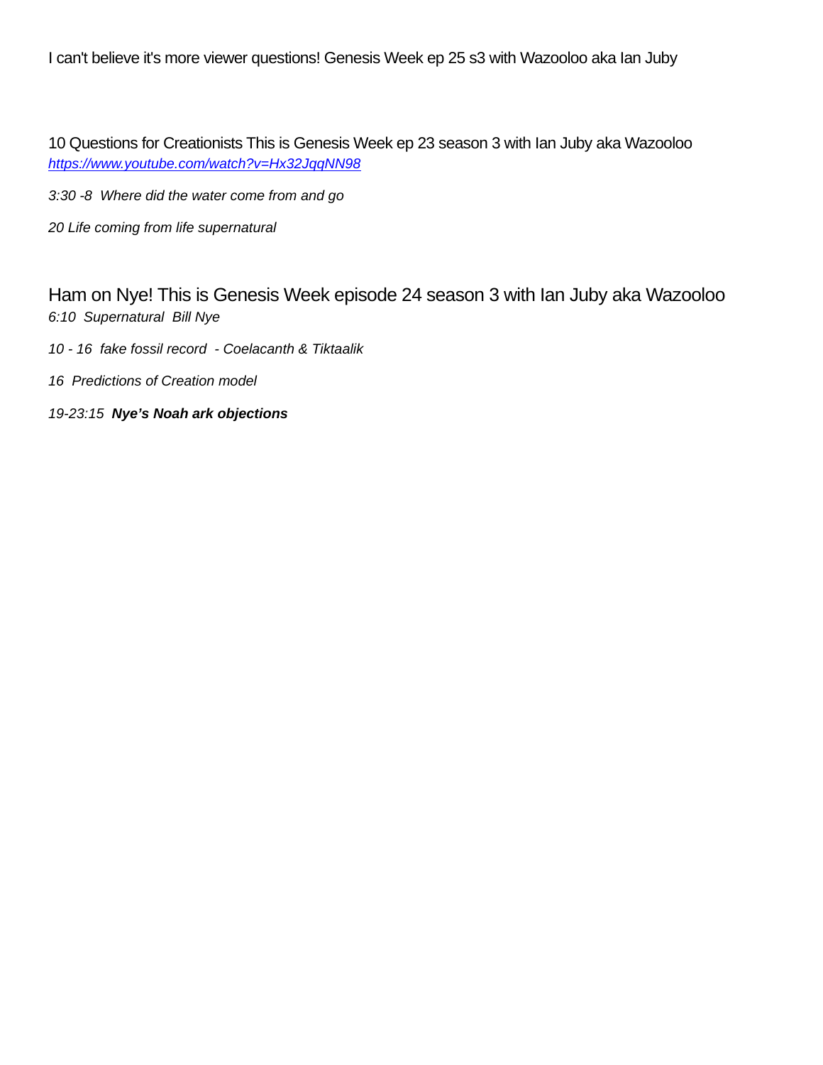I can't believe it's more viewer questions! Genesis Week ep 25 s3 with Wazooloo aka Ian Juby

10 Questions for Creationists This is Genesis Week ep 23 season 3 with Ian Juby aka Wazooloo
*https://www.youtube.com/watch?v=Hx32JqqNN98*

*3:30 -8  Where did the water come from and go*

*20 Life coming from life supernatural*

Ham on Nye! This is Genesis Week episode 24 season 3 with Ian Juby aka Wazooloo
*6:10  Supernatural  Bill Nye*

*10 - 16  fake fossil record  - Coelacanth & Tiktaalik*

*16  Predictions of Creation model*

*19-23:15* ***Nye's Noah ark objections***